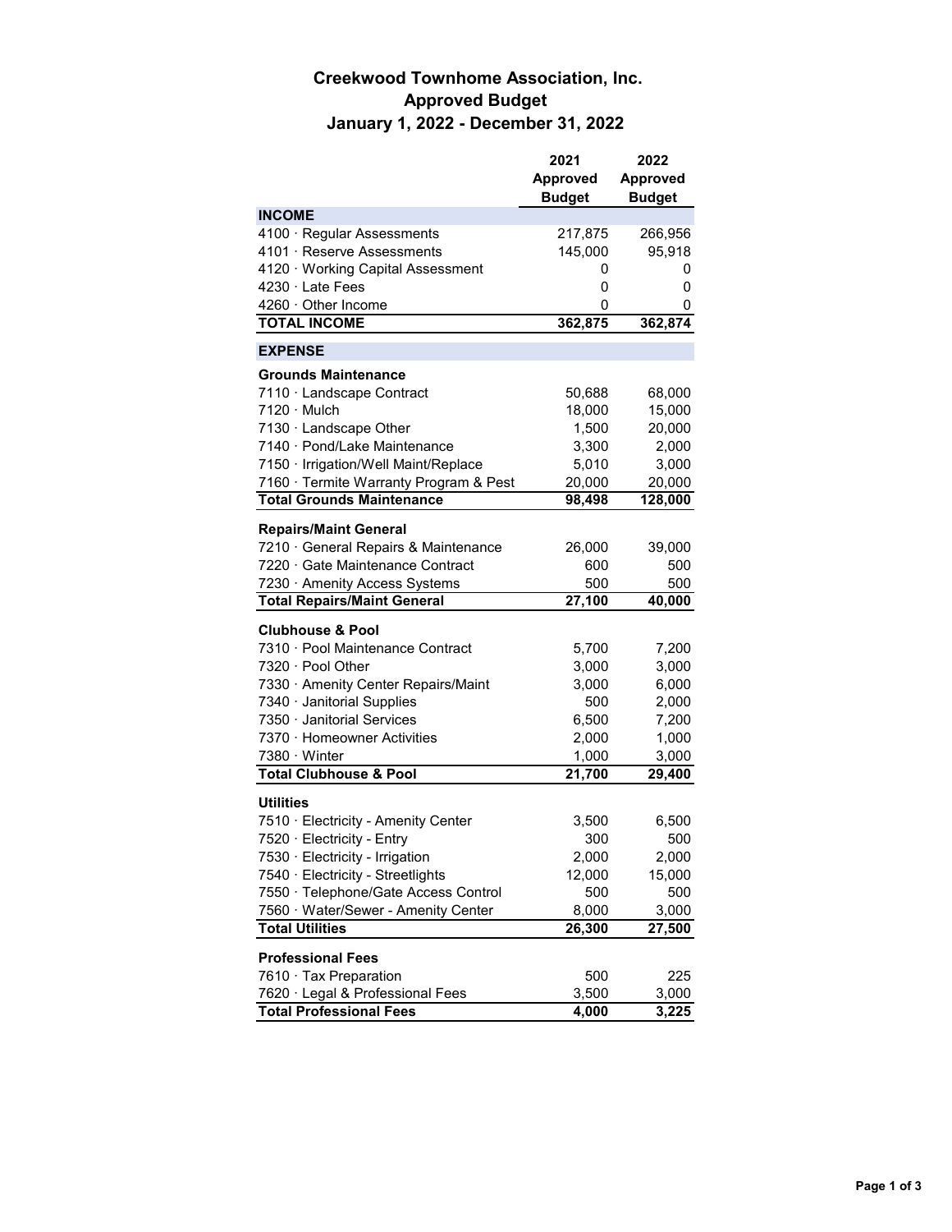# Creekwood Townhome Association, Inc.
## Approved Budget
### January 1, 2022 - December 31, 2022

| | 2021 Approved Budget | 2022 Approved Budget |
|---|---|---|
| **INCOME** | | |
| 4100 · Regular Assessments | 217,875 | 266,956 |
| 4101 · Reserve Assessments | 145,000 | 95,918 |
| 4120 · Working Capital Assessment | 0 | 0 |
| 4230 · Late Fees | 0 | 0 |
| 4260 · Other Income | 0 | 0 |
| **TOTAL INCOME** | **362,875** | **362,874** |
| **EXPENSE** | | |
| **Grounds Maintenance** | | |
| 7110 · Landscape Contract | 50,688 | 68,000 |
| 7120 · Mulch | 18,000 | 15,000 |
| 7130 · Landscape Other | 1,500 | 20,000 |
| 7140 · Pond/Lake Maintenance | 3,300 | 2,000 |
| 7150 · Irrigation/Well Maint/Replace | 5,010 | 3,000 |
| 7160 · Termite Warranty Program & Pest | 20,000 | 20,000 |
| **Total Grounds Maintenance** | **98,498** | **128,000** |
| **Repairs/Maint General** | | |
| 7210 · General Repairs & Maintenance | 26,000 | 39,000 |
| 7220 · Gate Maintenance Contract | 600 | 500 |
| 7230 · Amenity Access Systems | 500 | 500 |
| **Total Repairs/Maint General** | **27,100** | **40,000** |
| **Clubhouse & Pool** | | |
| 7310 · Pool Maintenance Contract | 5,700 | 7,200 |
| 7320 · Pool Other | 3,000 | 3,000 |
| 7330 · Amenity Center Repairs/Maint | 3,000 | 6,000 |
| 7340 · Janitorial Supplies | 500 | 2,000 |
| 7350 · Janitorial Services | 6,500 | 7,200 |
| 7370 · Homeowner Activities | 2,000 | 1,000 |
| 7380 · Winter | 1,000 | 3,000 |
| **Total Clubhouse & Pool** | **21,700** | **29,400** |
| **Utilities** | | |
| 7510 · Electricity - Amenity Center | 3,500 | 6,500 |
| 7520 · Electricity - Entry | 300 | 500 |
| 7530 · Electricity - Irrigation | 2,000 | 2,000 |
| 7540 · Electricity - Streetlights | 12,000 | 15,000 |
| 7550 · Telephone/Gate Access Control | 500 | 500 |
| 7560 · Water/Sewer - Amenity Center | 8,000 | 3,000 |
| **Total Utilities** | **26,300** | **27,500** |
| **Professional Fees** | | |
| 7610 · Tax Preparation | 500 | 225 |
| 7620 · Legal & Professional Fees | 3,500 | 3,000 |
| **Total Professional Fees** | **4,000** | **3,225** |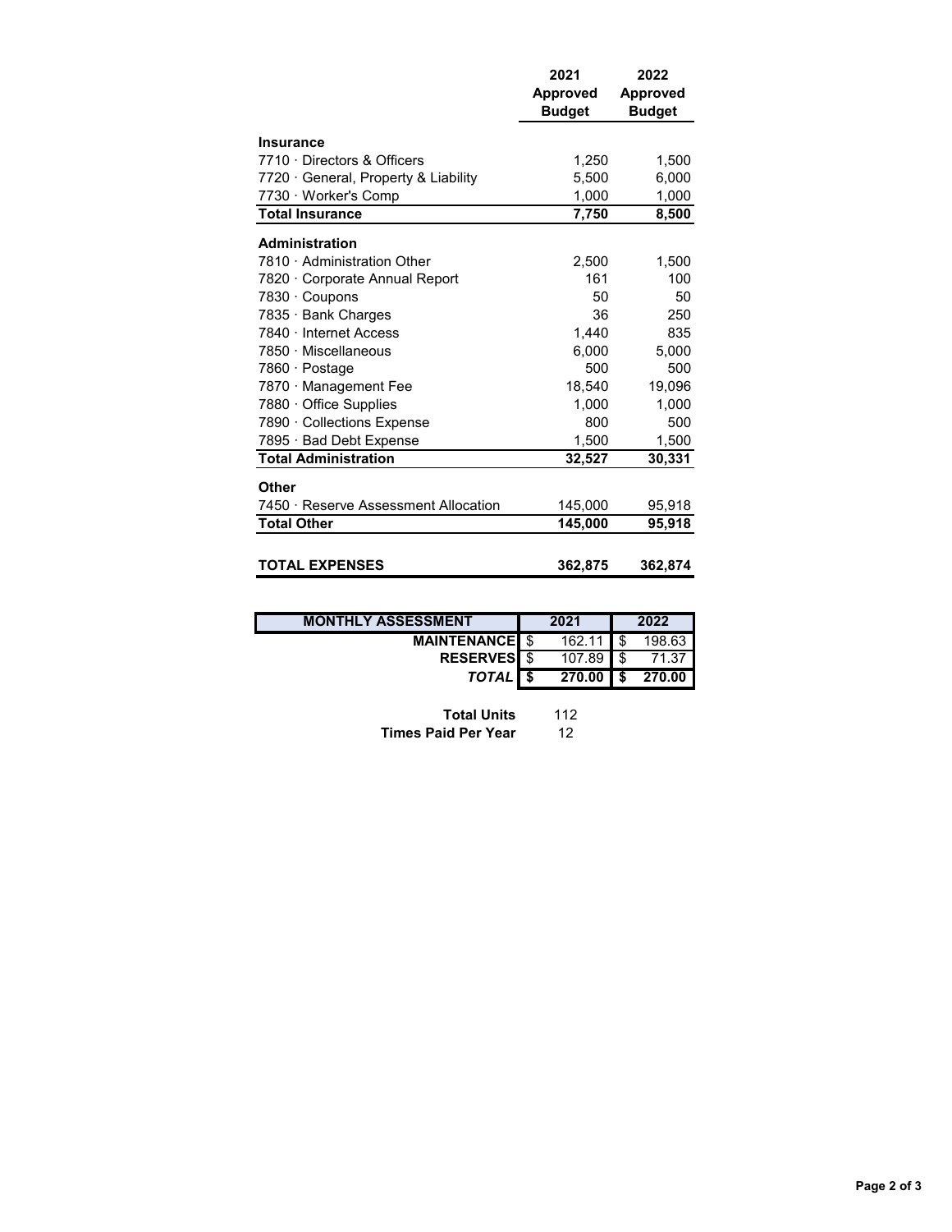| | 2021 Approved Budget | 2022 Approved Budget |
|---|---|---|
| **Insurance** | | |
| 7710 · Directors & Officers | 1,250 | 1,500 |
| 7720 · General, Property & Liability | 5,500 | 6,000 |
| 7730 · Worker's Comp | 1,000 | 1,000 |
| **Total Insurance** | **7,750** | **8,500** |
| **Administration** | | |
| 7810 · Administration Other | 2,500 | 1,500 |
| 7820 · Corporate Annual Report | 161 | 100 |
| 7830 · Coupons | 50 | 50 |
| 7835 · Bank Charges | 36 | 250 |
| 7840 · Internet Access | 1,440 | 835 |
| 7850 · Miscellaneous | 6,000 | 5,000 |
| 7860 · Postage | 500 | 500 |
| 7870 · Management Fee | 18,540 | 19,096 |
| 7880 · Office Supplies | 1,000 | 1,000 |
| 7890 · Collections Expense | 800 | 500 |
| 7895 · Bad Debt Expense | 1,500 | 1,500 |
| **Total Administration** | **32,527** | **30,331** |
| **Other** | | |
| 7450 · Reserve Assessment Allocation | 145,000 | 95,918 |
| **Total Other** | **145,000** | **95,918** |
| **TOTAL EXPENSES** | **362,875** | **362,874** |

| **MONTHLY ASSESSMENT** | **2021** | **2022** |
|---|---|---|
| **MAINTENANCE** | $ 162.11 | $ 198.63 |
| **RESERVES** | $ 107.89 | $ 71.37 |
| ***TOTAL*** | **$ 270.00** | **$ 270.00** |

| | |
|---|---|
| **Total Units** | 112 |
| **Times Paid Per Year** | 12 |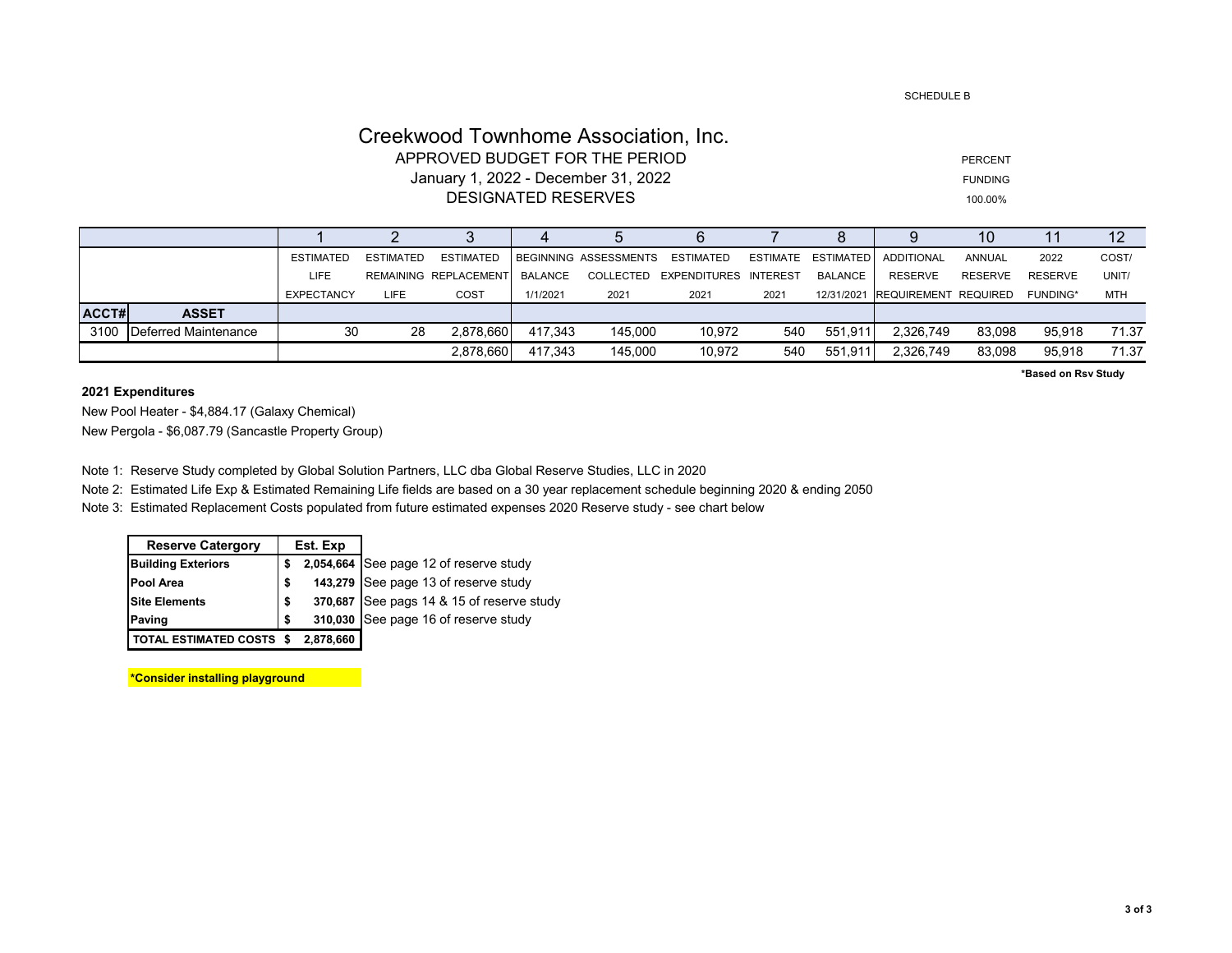SCHEDULE B

# Creekwood Townhome Association, Inc.

## APPROVED BUDGET FOR THE PERIOD
## January 1, 2022 - December 31, 2022
## DESIGNATED RESERVES

PERCENT FUNDING 100.00%

| | | 1 | 2 | 3 | 4 | 5 | 6 | 7 | 8 | 9 | 10 | 11 | 12 |
|---|---|---|---|---|---|---|---|---|---|---|---|---|---|
| | | ESTIMATED LIFE EXPECTANCY | ESTIMATED REMAINING LIFE | ESTIMATED REPLACEMENT COST | BEGINNING BALANCE 1/1/2021 | ASSESSMENTS COLLECTED 2021 | ESTIMATED EXPENDITURES 2021 | ESTIMATE INTEREST 2021 | ESTIMATED BALANCE 12/31/2021 | ADDITIONAL RESERVE REQUIREMENT | ANNUAL RESERVE REQUIRED | 2022 RESERVE FUNDING* | COST/ UNIT/ MTH |
| ACCT# | ASSET | | | | | | | | | | | | |
| 3100 | Deferred Maintenance | 30 | 28 | 2,878,660 | 417,343 | 145,000 | 10,972 | 540 | 551,911 | 2,326,749 | 83,098 | 95,918 | 71.37 |
| | | | | 2,878,660 | 417,343 | 145,000 | 10,972 | 540 | 551,911 | 2,326,749 | 83,098 | 95,918 | 71.37 |

**\*Based on Rsv Study**

**2021 Expenditures**

New Pool Heater - $4,884.17 (Galaxy Chemical)

New Pergola - $6,087.79 (Sancastle Property Group)

Note 1: Reserve Study completed by Global Solution Partners, LLC dba Global Reserve Studies, LLC in 2020

Note 2: Estimated Life Exp & Estimated Remaining Life fields are based on a 30 year replacement schedule beginning 2020 & ending 2050

Note 3: Estimated Replacement Costs populated from future estimated expenses 2020 Reserve study - see chart below

| Reserve Catergory | Est. Exp | |
|---|---|---|
| **Building Exteriors** | **$ 2,054,664** | See page 12 of reserve study |
| **Pool Area** | **$ 143,279** | See page 13 of reserve study |
| **Site Elements** | **$ 370,687** | See pags 14 & 15 of reserve study |
| **Paving** | **$ 310,030** | See page 16 of reserve study |
| **TOTAL ESTIMATED COSTS** | **$ 2,878,660** | |

**\*Consider installing playground**